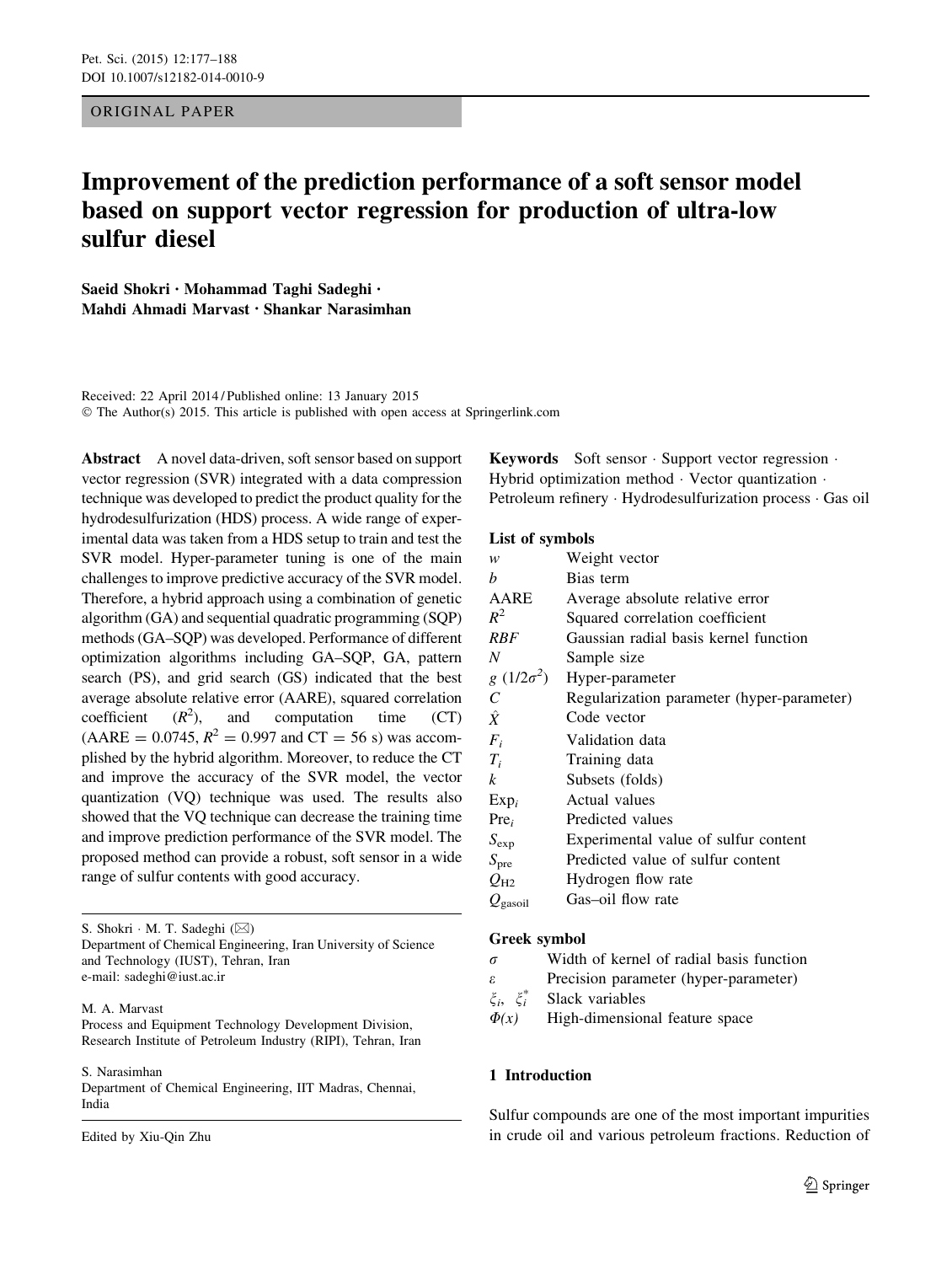ORIGINAL PAPER

# Improvement of the prediction performance of a soft sensor model based on support vector regression for production of ultra-low sulfur diesel

Saeid Shokri · Mohammad Taghi Sadeghi · Mahdi Ahmadi Marvast · Shankar Narasimhan

Received: 22 April 2014 / Published online: 13 January 2015
© The Author(s) 2015. This article is published with open access at Springerlink.com

**Abstract** A novel data-driven, soft sensor based on support vector regression (SVR) integrated with a data compression technique was developed to predict the product quality for the hydrodesulfurization (HDS) process. A wide range of experimental data was taken from a HDS setup to train and test the SVR model. Hyper-parameter tuning is one of the main challenges to improve predictive accuracy of the SVR model. Therefore, a hybrid approach using a combination of genetic algorithm (GA) and sequential quadratic programming (SQP) methods (GA–SQP) was developed. Performance of different optimization algorithms including GA–SQP, GA, pattern search (PS), and grid search (GS) indicated that the best average absolute relative error (AARE), squared correlation coefficient ($R^2$), and computation time (CT) (AARE = 0.0745, $R^2 = 0.997$ and CT = 56 s) was accomplished by the hybrid algorithm. Moreover, to reduce the CT and improve the accuracy of the SVR model, the vector quantization (VQ) technique was used. The results also showed that the VQ technique can decrease the training time and improve prediction performance of the SVR model. The proposed method can provide a robust, soft sensor in a wide range of sulfur contents with good accuracy.

S. Shokri · M. T. Sadeghi (✉)
Department of Chemical Engineering, Iran University of Science and Technology (IUST), Tehran, Iran
e-mail: sadeghi@iust.ac.ir

M. A. Marvast
Process and Equipment Technology Development Division, Research Institute of Petroleum Industry (RIPI), Tehran, Iran

S. Narasimhan
Department of Chemical Engineering, IIT Madras, Chennai, India

Edited by Xiu-Qin Zhu

**Keywords** Soft sensor · Support vector regression · Hybrid optimization method · Vector quantization · Petroleum refinery · Hydrodesulfurization process · Gas oil

**List of symbols**

| | |
|---|---|
| $w$ | Weight vector |
| $b$ | Bias term |
| AARE | Average absolute relative error |
| $R^2$ | Squared correlation coefficient |
| $RBF$ | Gaussian radial basis kernel function |
| $N$ | Sample size |
| $g$ $(1/2\sigma^2)$ | Hyper-parameter |
| $C$ | Regularization parameter (hyper-parameter) |
| $\hat{X}$ | Code vector |
| $F_i$ | Validation data |
| $T_i$ | Training data |
| $k$ | Subsets (folds) |
| $\text{Exp}_i$ | Actual values |
| $\text{Pre}_i$ | Predicted values |
| $S_{\text{exp}}$ | Experimental value of sulfur content |
| $S_{\text{pre}}$ | Predicted value of sulfur content |
| $Q_{\text{H2}}$ | Hydrogen flow rate |
| $Q_{\text{gasoil}}$ | Gas–oil flow rate |

**Greek symbol**

| | |
|---|---|
| $\sigma$ | Width of kernel of radial basis function |
| $\varepsilon$ | Precision parameter (hyper-parameter) |
| $\xi_i$, $\xi_i^*$ | Slack variables |
| $\Phi(x)$ | High-dimensional feature space |

## 1 Introduction

Sulfur compounds are one of the most important impurities in crude oil and various petroleum fractions. Reduction of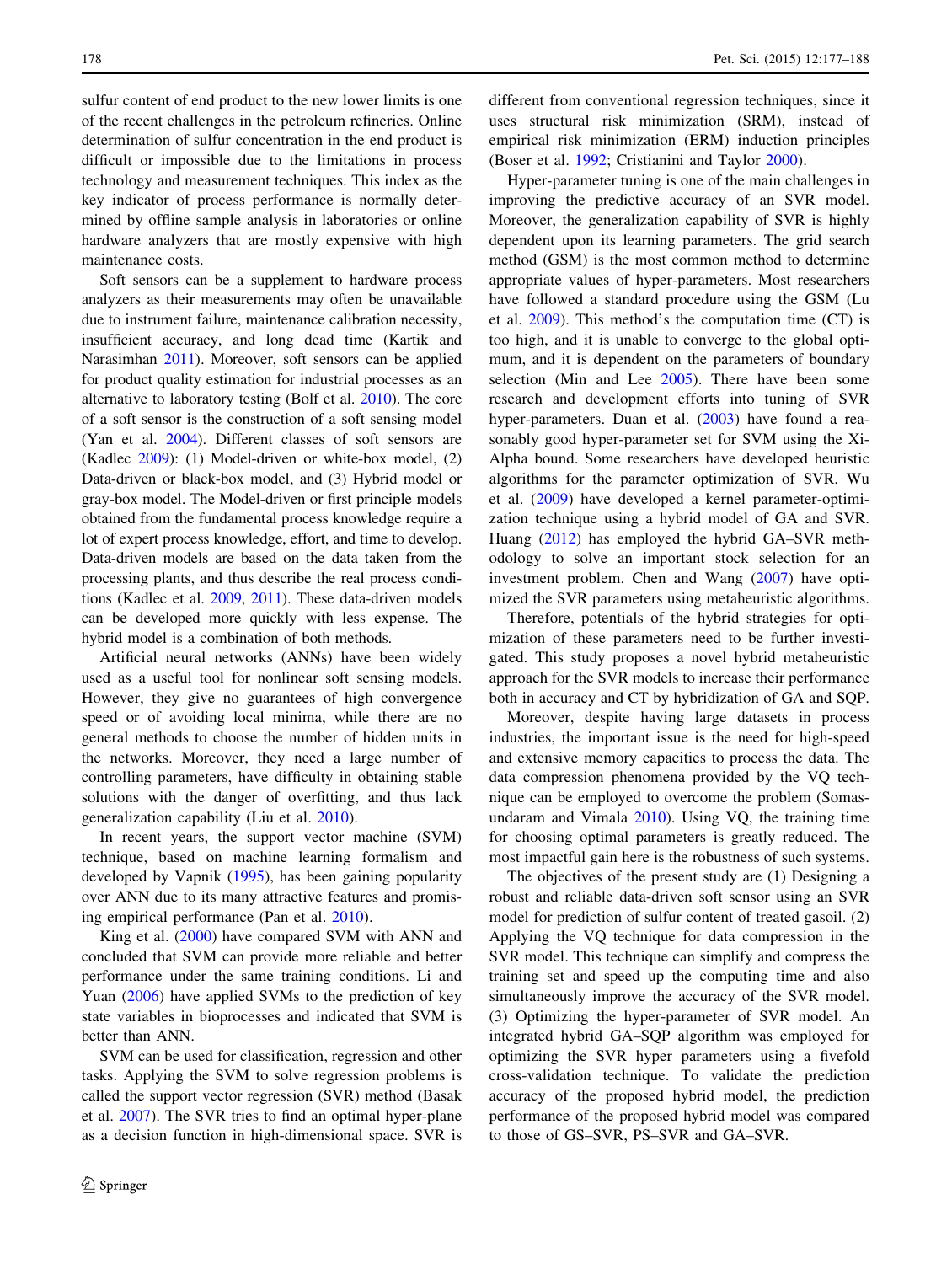sulfur content of end product to the new lower limits is one of the recent challenges in the petroleum refineries. Online determination of sulfur concentration in the end product is difficult or impossible due to the limitations in process technology and measurement techniques. This index as the key indicator of process performance is normally determined by offline sample analysis in laboratories or online hardware analyzers that are mostly expensive with high maintenance costs.

Soft sensors can be a supplement to hardware process analyzers as their measurements may often be unavailable due to instrument failure, maintenance calibration necessity, insufficient accuracy, and long dead time (Kartik and Narasimhan 2011). Moreover, soft sensors can be applied for product quality estimation for industrial processes as an alternative to laboratory testing (Bolf et al. 2010). The core of a soft sensor is the construction of a soft sensing model (Yan et al. 2004). Different classes of soft sensors are (Kadlec 2009): (1) Model-driven or white-box model, (2) Data-driven or black-box model, and (3) Hybrid model or gray-box model. The Model-driven or first principle models obtained from the fundamental process knowledge require a lot of expert process knowledge, effort, and time to develop. Data-driven models are based on the data taken from the processing plants, and thus describe the real process conditions (Kadlec et al. 2009, 2011). These data-driven models can be developed more quickly with less expense. The hybrid model is a combination of both methods.

Artificial neural networks (ANNs) have been widely used as a useful tool for nonlinear soft sensing models. However, they give no guarantees of high convergence speed or of avoiding local minima, while there are no general methods to choose the number of hidden units in the networks. Moreover, they need a large number of controlling parameters, have difficulty in obtaining stable solutions with the danger of overfitting, and thus lack generalization capability (Liu et al. 2010).

In recent years, the support vector machine (SVM) technique, based on machine learning formalism and developed by Vapnik (1995), has been gaining popularity over ANN due to its many attractive features and promising empirical performance (Pan et al. 2010).

King et al. (2000) have compared SVM with ANN and concluded that SVM can provide more reliable and better performance under the same training conditions. Li and Yuan (2006) have applied SVMs to the prediction of key state variables in bioprocesses and indicated that SVM is better than ANN.

SVM can be used for classification, regression and other tasks. Applying the SVM to solve regression problems is called the support vector regression (SVR) method (Basak et al. 2007). The SVR tries to find an optimal hyper-plane as a decision function in high-dimensional space. SVR is different from conventional regression techniques, since it uses structural risk minimization (SRM), instead of empirical risk minimization (ERM) induction principles (Boser et al. 1992; Cristianini and Taylor 2000).

Hyper-parameter tuning is one of the main challenges in improving the predictive accuracy of an SVR model. Moreover, the generalization capability of SVR is highly dependent upon its learning parameters. The grid search method (GSM) is the most common method to determine appropriate values of hyper-parameters. Most researchers have followed a standard procedure using the GSM (Lu et al. 2009). This method's the computation time (CT) is too high, and it is unable to converge to the global optimum, and it is dependent on the parameters of boundary selection (Min and Lee 2005). There have been some research and development efforts into tuning of SVR hyper-parameters. Duan et al. (2003) have found a reasonably good hyper-parameter set for SVM using the Xi-Alpha bound. Some researchers have developed heuristic algorithms for the parameter optimization of SVR. Wu et al. (2009) have developed a kernel parameter-optimization technique using a hybrid model of GA and SVR. Huang (2012) has employed the hybrid GA–SVR methodology to solve an important stock selection for an investment problem. Chen and Wang (2007) have optimized the SVR parameters using metaheuristic algorithms.

Therefore, potentials of the hybrid strategies for optimization of these parameters need to be further investigated. This study proposes a novel hybrid metaheuristic approach for the SVR models to increase their performance both in accuracy and CT by hybridization of GA and SQP.

Moreover, despite having large datasets in process industries, the important issue is the need for high-speed and extensive memory capacities to process the data. The data compression phenomena provided by the VQ technique can be employed to overcome the problem (Somasundaram and Vimala 2010). Using VQ, the training time for choosing optimal parameters is greatly reduced. The most impactful gain here is the robustness of such systems.

The objectives of the present study are (1) Designing a robust and reliable data-driven soft sensor using an SVR model for prediction of sulfur content of treated gasoil. (2) Applying the VQ technique for data compression in the SVR model. This technique can simplify and compress the training set and speed up the computing time and also simultaneously improve the accuracy of the SVR model. (3) Optimizing the hyper-parameter of SVR model. An integrated hybrid GA–SQP algorithm was employed for optimizing the SVR hyper parameters using a fivefold cross-validation technique. To validate the prediction accuracy of the proposed hybrid model, the prediction performance of the proposed hybrid model was compared to those of GS–SVR, PS–SVR and GA–SVR.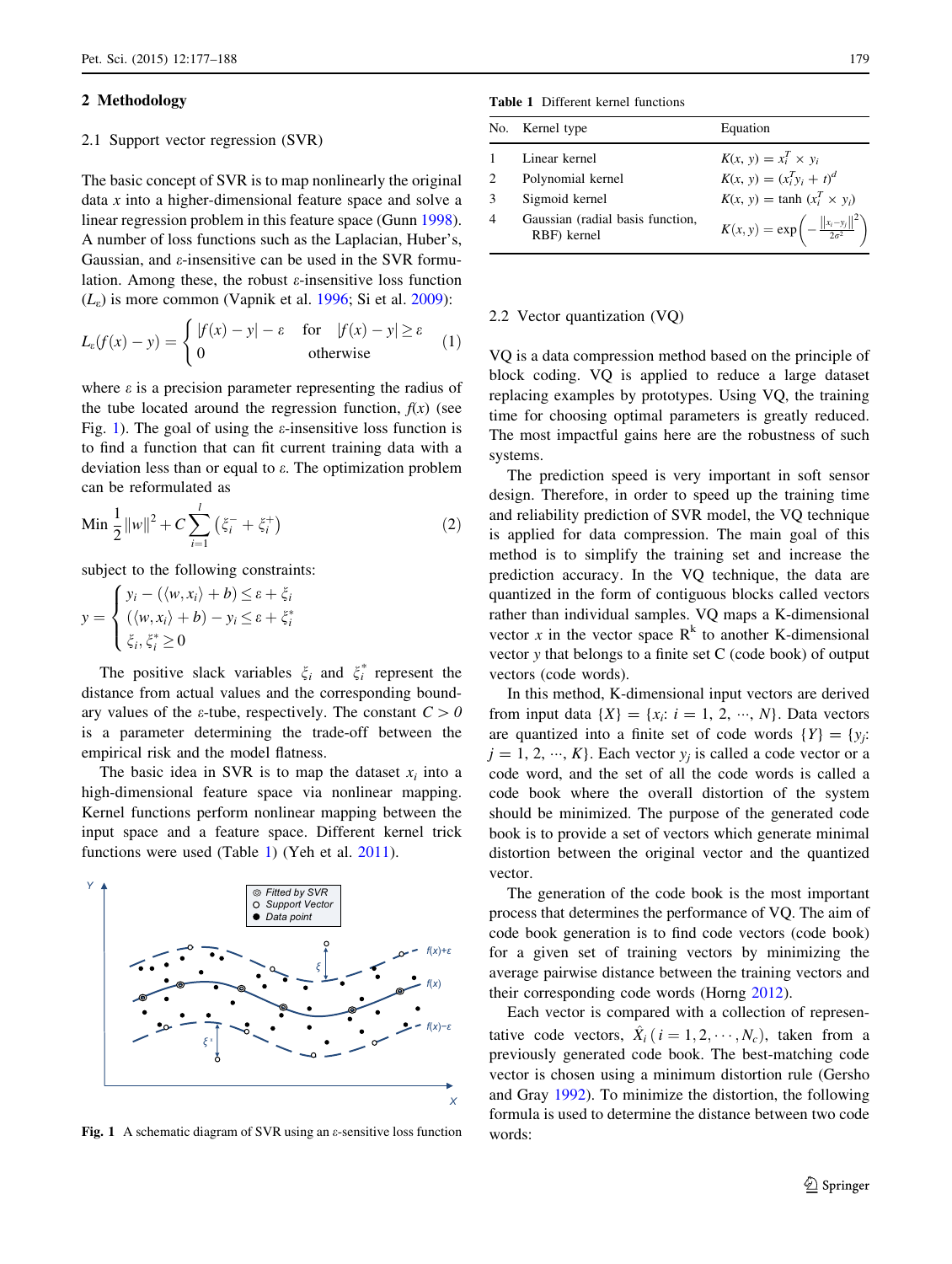## 2 Methodology

### 2.1 Support vector regression (SVR)

The basic concept of SVR is to map nonlinearly the original data $x$ into a higher-dimensional feature space and solve a linear regression problem in this feature space (Gunn 1998). A number of loss functions such as the Laplacian, Huber's, Gaussian, and ε-insensitive can be used in the SVR formulation. Among these, the robust ε-insensitive loss function ($L_\varepsilon$) is more common (Vapnik et al. 1996; Si et al. 2009):

$$L_\varepsilon(f(x)-y)=\begin{cases}|f(x)-y|-\varepsilon & \text{for} \quad |f(x)-y|\geq\varepsilon \\ 0 & \text{otherwise}\end{cases} \quad (1)$$

where ε is a precision parameter representing the radius of the tube located around the regression function, $f(x)$ (see Fig. 1). The goal of using the ε-insensitive loss function is to find a function that can fit current training data with a deviation less than or equal to ε. The optimization problem can be reformulated as

$$\text{Min } \frac{1}{2}\|w\|^2+C\sum_{i=1}^{l}\left(\xi_i^-+\xi_i^+\right) \quad (2)$$

subject to the following constraints:

$$y=\begin{cases}y_i-(\langle w,x_i\rangle+b)\leq\varepsilon+\xi_i \\ (\langle w,x_i\rangle+b)-y_i\leq\varepsilon+\xi_i^* \\ \xi_i,\xi_i^*\geq 0\end{cases}$$

The positive slack variables $\xi_i$ and $\xi_i^*$ represent the distance from actual values and the corresponding boundary values of the ε-tube, respectively. The constant $C > 0$ is a parameter determining the trade-off between the empirical risk and the model flatness.

The basic idea in SVR is to map the dataset $x_i$ into a high-dimensional feature space via nonlinear mapping. Kernel functions perform nonlinear mapping between the input space and a feature space. Different kernel trick functions were used (Table 1) (Yeh et al. 2011).

Fig. 1 A schematic diagram of SVR using an ε-sensitive loss function

**Table 1** Different kernel functions

| No. | Kernel type | Equation |
|---|---|---|
| 1 | Linear kernel | $K(x, y) = x_i^T \times y_i$ |
| 2 | Polynomial kernel | $K(x, y) = (x_i^T y_i + t)^d$ |
| 3 | Sigmoid kernel | $K(x, y) = \tanh\,(x_i^T \times y_i)$ |
| 4 | Gaussian (radial basis function, RBF) kernel | $K(x,y)=\exp\left(-\frac{\|x_i-y_i\|^2}{2\sigma^2}\right)$ |

### 2.2 Vector quantization (VQ)

VQ is a data compression method based on the principle of block coding. VQ is applied to reduce a large dataset replacing examples by prototypes. Using VQ, the training time for choosing optimal parameters is greatly reduced. The most impactful gains here are the robustness of such systems.

The prediction speed is very important in soft sensor design. Therefore, in order to speed up the training time and reliability prediction of SVR model, the VQ technique is applied for data compression. The main goal of this method is to simplify the training set and increase the prediction accuracy. In the VQ technique, the data are quantized in the form of contiguous blocks called vectors rather than individual samples. VQ maps a K-dimensional vector $x$ in the vector space $R^k$ to another K-dimensional vector $y$ that belongs to a finite set C (code book) of output vectors (code words).

In this method, K-dimensional input vectors are derived from input data $\{X\} = \{x_i$: $i = 1, 2, \cdots, N\}$. Data vectors are quantized into a finite set of code words $\{Y\} = \{y_j$: $j = 1, 2, \cdots, K\}$. Each vector $y_j$ is called a code vector or a code word, and the set of all the code words is called a code book where the overall distortion of the system should be minimized. The purpose of the generated code book is to provide a set of vectors which generate minimal distortion between the original vector and the quantized vector.

The generation of the code book is the most important process that determines the performance of VQ. The aim of code book generation is to find code vectors (code book) for a given set of training vectors by minimizing the average pairwise distance between the training vectors and their corresponding code words (Horng 2012).

Each vector is compared with a collection of representative code vectors, $\hat{X}_i\,(i=1,2,\cdots,N_c)$, taken from a previously generated code book. The best-matching code vector is chosen using a minimum distortion rule (Gersho and Gray 1992). To minimize the distortion, the following formula is used to determine the distance between two code words: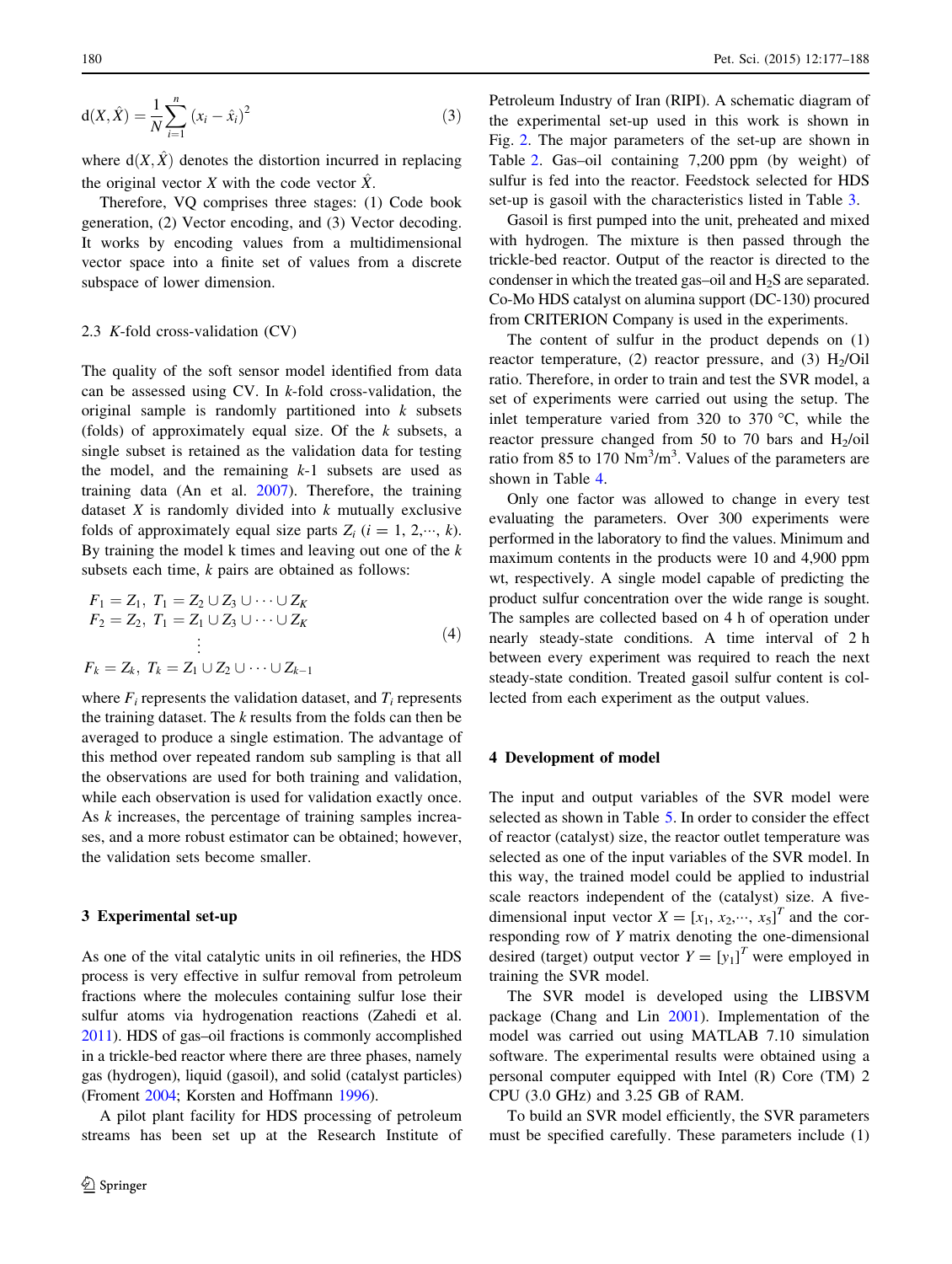$$d(X, \hat{X}) = \frac{1}{N}\sum_{i=1}^{n} (x_i - \hat{x}_i)^2 \tag{3}$$

where $d(X, \hat{X})$ denotes the distortion incurred in replacing the original vector $X$ with the code vector $\hat{X}$.

Therefore, VQ comprises three stages: (1) Code book generation, (2) Vector encoding, and (3) Vector decoding. It works by encoding values from a multidimensional vector space into a finite set of values from a discrete subspace of lower dimension.

### 2.3 K-fold cross-validation (CV)

The quality of the soft sensor model identified from data can be assessed using CV. In $k$-fold cross-validation, the original sample is randomly partitioned into $k$ subsets (folds) of approximately equal size. Of the $k$ subsets, a single subset is retained as the validation data for testing the model, and the remaining $k$-1 subsets are used as training data (An et al. 2007). Therefore, the training dataset $X$ is randomly divided into $k$ mutually exclusive folds of approximately equal size parts $Z_i$ ($i = 1, 2, \cdots, k$). By training the model k times and leaving out one of the $k$ subsets each time, $k$ pairs are obtained as follows:

$$\begin{array}{c} F_1 = Z_1,\ T_1 = Z_2 \cup Z_3 \cup \cdots \cup Z_K \\ F_2 = Z_2,\ T_1 = Z_1 \cup Z_3 \cup \cdots \cup Z_K \\ \vdots \\ F_k = Z_k,\ T_k = Z_1 \cup Z_2 \cup \cdots \cup Z_{k-1} \end{array} \tag{4}$$

where $F_i$ represents the validation dataset, and $T_i$ represents the training dataset. The $k$ results from the folds can then be averaged to produce a single estimation. The advantage of this method over repeated random sub sampling is that all the observations are used for both training and validation, while each observation is used for validation exactly once. As $k$ increases, the percentage of training samples increases, and a more robust estimator can be obtained; however, the validation sets become smaller.

## 3 Experimental set-up

As one of the vital catalytic units in oil refineries, the HDS process is very effective in sulfur removal from petroleum fractions where the molecules containing sulfur lose their sulfur atoms via hydrogenation reactions (Zahedi et al. 2011). HDS of gas–oil fractions is commonly accomplished in a trickle-bed reactor where there are three phases, namely gas (hydrogen), liquid (gasoil), and solid (catalyst particles) (Froment 2004; Korsten and Hoffmann 1996).

A pilot plant facility for HDS processing of petroleum streams has been set up at the Research Institute of Petroleum Industry of Iran (RIPI). A schematic diagram of the experimental set-up used in this work is shown in Fig. 2. The major parameters of the set-up are shown in Table 2. Gas–oil containing 7,200 ppm (by weight) of sulfur is fed into the reactor. Feedstock selected for HDS set-up is gasoil with the characteristics listed in Table 3.

Gasoil is first pumped into the unit, preheated and mixed with hydrogen. The mixture is then passed through the trickle-bed reactor. Output of the reactor is directed to the condenser in which the treated gas–oil and $H_2S$ are separated. Co-Mo HDS catalyst on alumina support (DC-130) procured from CRITERION Company is used in the experiments.

The content of sulfur in the product depends on (1) reactor temperature, (2) reactor pressure, and (3) $H_2$/Oil ratio. Therefore, in order to train and test the SVR model, a set of experiments were carried out using the setup. The inlet temperature varied from 320 to 370 °C, while the reactor pressure changed from 50 to 70 bars and $H_2$/oil ratio from 85 to 170 $Nm^3/m^3$. Values of the parameters are shown in Table 4.

Only one factor was allowed to change in every test evaluating the parameters. Over 300 experiments were performed in the laboratory to find the values. Minimum and maximum contents in the products were 10 and 4,900 ppm wt, respectively. A single model capable of predicting the product sulfur concentration over the wide range is sought. The samples are collected based on 4 h of operation under nearly steady-state conditions. A time interval of 2 h between every experiment was required to reach the next steady-state condition. Treated gasoil sulfur content is collected from each experiment as the output values.

## 4 Development of model

The input and output variables of the SVR model were selected as shown in Table 5. In order to consider the effect of reactor (catalyst) size, the reactor outlet temperature was selected as one of the input variables of the SVR model. In this way, the trained model could be applied to industrial scale reactors independent of the (catalyst) size. A five-dimensional input vector $X = [x_1, x_2, \cdots, x_5]^T$ and the corresponding row of $Y$ matrix denoting the one-dimensional desired (target) output vector $Y = [y_1]^T$ were employed in training the SVR model.

The SVR model is developed using the LIBSVM package (Chang and Lin 2001). Implementation of the model was carried out using MATLAB 7.10 simulation software. The experimental results were obtained using a personal computer equipped with Intel (R) Core (TM) 2 CPU (3.0 GHz) and 3.25 GB of RAM.

To build an SVR model efficiently, the SVR parameters must be specified carefully. These parameters include (1)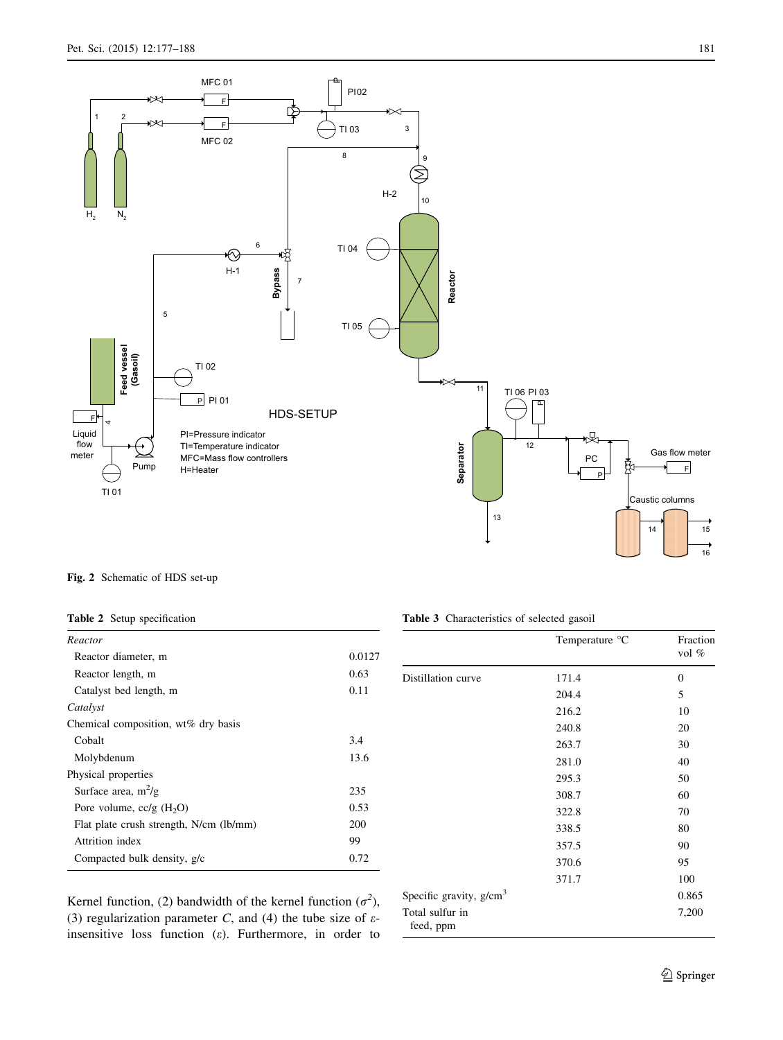Fig. 2 Schematic of HDS set-up

**Table 2** Setup specification

| | |
|---|---|
| *Reactor* | |
| Reactor diameter, m | 0.0127 |
| Reactor length, m | 0.63 |
| Catalyst bed length, m | 0.11 |
| *Catalyst* | |
| Chemical composition, wt% dry basis | |
| Cobalt | 3.4 |
| Molybdenum | 13.6 |
| Physical properties | |
| Surface area, $m^2/g$ | 235 |
| Pore volume, cc/g ($H_2O$) | 0.53 |
| Flat plate crush strength, N/cm (lb/mm) | 200 |
| Attrition index | 99 |
| Compacted bulk density, g/c | 0.72 |

Kernel function, (2) bandwidth of the kernel function ($\sigma^2$), (3) regularization parameter $C$, and (4) the tube size of $\varepsilon$-insensitive loss function ($\varepsilon$). Furthermore, in order to

**Table 3** Characteristics of selected gasoil

| | Temperature °C | Fraction vol % |
|---|---|---|
| Distillation curve | 171.4 | 0 |
| | 204.4 | 5 |
| | 216.2 | 10 |
| | 240.8 | 20 |
| | 263.7 | 30 |
| | 281.0 | 40 |
| | 295.3 | 50 |
| | 308.7 | 60 |
| | 322.8 | 70 |
| | 338.5 | 80 |
| | 357.5 | 90 |
| | 370.6 | 95 |
| | 371.7 | 100 |
| Specific gravity, $g/cm^3$ | | 0.865 |
| Total sulfur in feed, ppm | | 7,200 |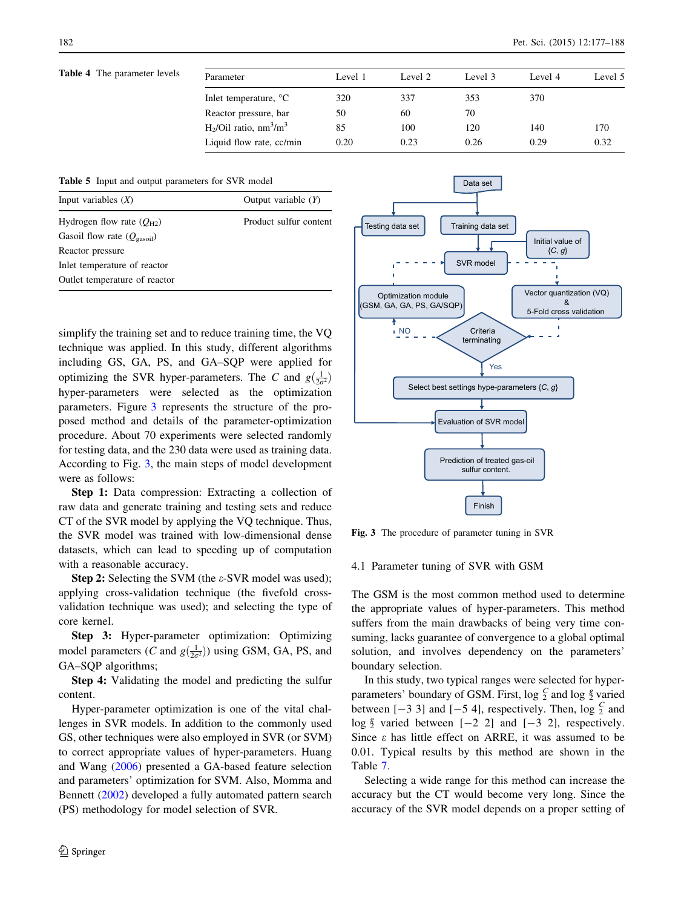**Table 4** The parameter levels

| Parameter | Level 1 | Level 2 | Level 3 | Level 4 | Level 5 |
|---|---|---|---|---|---|
| Inlet temperature, °C | 320 | 337 | 353 | 370 | |
| Reactor pressure, bar | 50 | 60 | 70 | | |
| $H_2$/Oil ratio, $nm^3/m^3$ | 85 | 100 | 120 | 140 | 170 |
| Liquid flow rate, cc/min | 0.20 | 0.23 | 0.26 | 0.29 | 0.32 |

**Table 5** Input and output parameters for SVR model

| Input variables ($X$) | Output variable ($Y$) |
|---|---|
| Hydrogen flow rate ($Q_{H2}$) | Product sulfur content |
| Gasoil flow rate ($Q_{gasoil}$) | |
| Reactor pressure | |
| Inlet temperature of reactor | |
| Outlet temperature of reactor | |

simplify the training set and to reduce training time, the VQ technique was applied. In this study, different algorithms including GS, GA, PS, and GA–SQP were applied for optimizing the SVR hyper-parameters. The $C$ and $g(\frac{1}{2\sigma^2})$ hyper-parameters were selected as the optimization parameters. Figure 3 represents the structure of the proposed method and details of the parameter-optimization procedure. About 70 experiments were selected randomly for testing data, and the 230 data were used as training data. According to Fig. 3, the main steps of model development were as follows:

**Step 1:** Data compression: Extracting a collection of raw data and generate training and testing sets and reduce CT of the SVR model by applying the VQ technique. Thus, the SVR model was trained with low-dimensional dense datasets, which can lead to speeding up of computation with a reasonable accuracy.

**Step 2:** Selecting the SVM (the ε-SVR model was used); applying cross-validation technique (the fivefold cross-validation technique was used); and selecting the type of core kernel.

**Step 3:** Hyper-parameter optimization: Optimizing model parameters ($C$ and $g(\frac{1}{2\sigma^2})$) using GSM, GA, PS, and GA–SQP algorithms;

**Step 4:** Validating the model and predicting the sulfur content.

Hyper-parameter optimization is one of the vital challenges in SVR models. In addition to the commonly used GS, other techniques were also employed in SVR (or SVM) to correct appropriate values of hyper-parameters. Huang and Wang (2006) presented a GA-based feature selection and parameters' optimization for SVM. Also, Momma and Bennett (2002) developed a fully automated pattern search (PS) methodology for model selection of SVR.

Fig. 3 The procedure of parameter tuning in SVR

### 4.1 Parameter tuning of SVR with GSM

The GSM is the most common method used to determine the appropriate values of hyper-parameters. This method suffers from the main drawbacks of being very time consuming, lacks guarantee of convergence to a global optimal solution, and involves dependency on the parameters' boundary selection.

In this study, two typical ranges were selected for hyper-parameters' boundary of GSM. First, $\log \frac{C}{2}$ and $\log \frac{g}{2}$ varied between [−3 3] and [−5 4], respectively. Then, $\log \frac{C}{2}$ and $\log \frac{g}{2}$ varied between [−2 2] and [−3 2], respectively. Since ε has little effect on ARRE, it was assumed to be 0.01. Typical results by this method are shown in the Table 7.

Selecting a wide range for this method can increase the accuracy but the CT would become very long. Since the accuracy of the SVR model depends on a proper setting of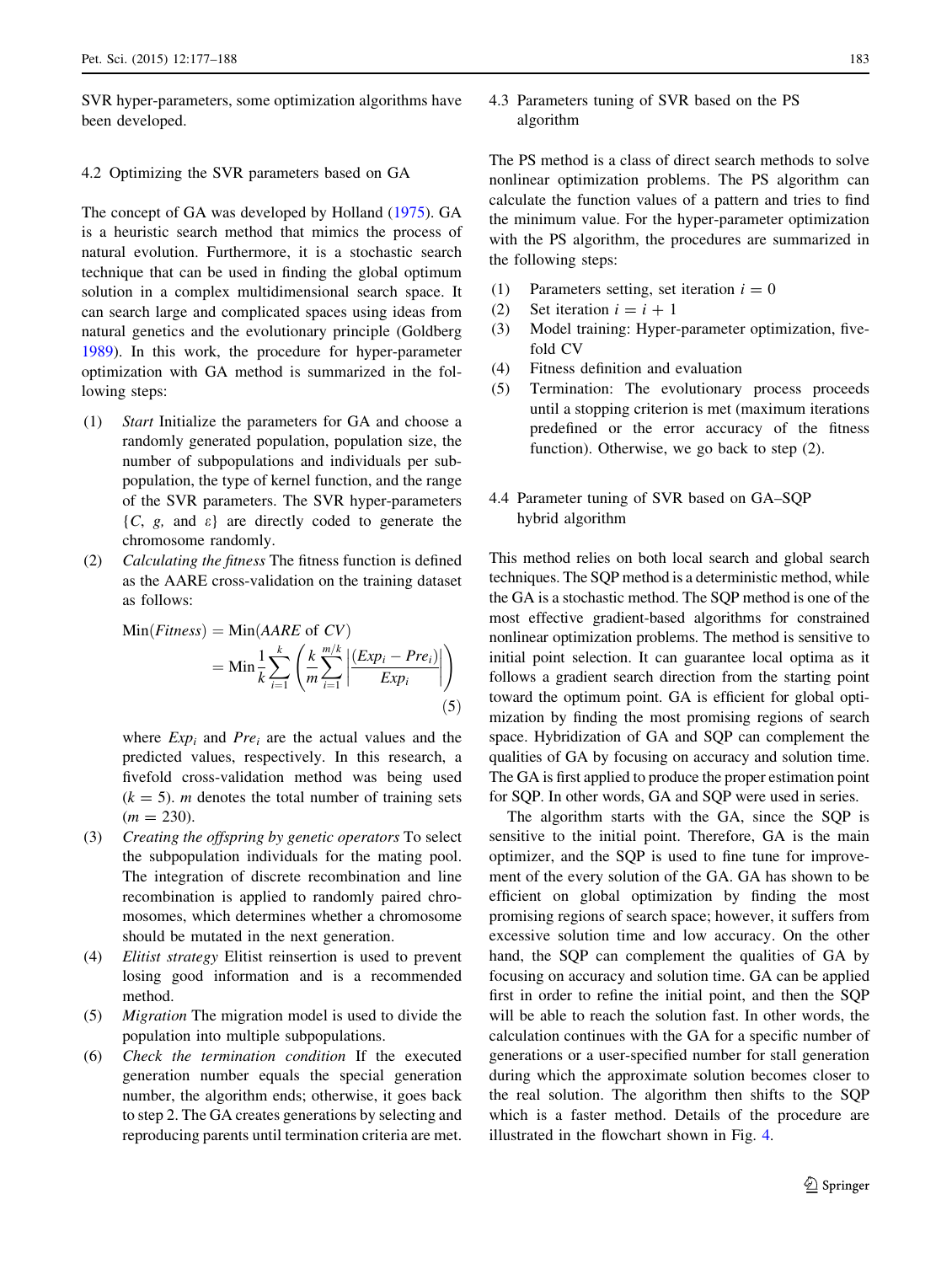SVR hyper-parameters, some optimization algorithms have been developed.

### 4.2 Optimizing the SVR parameters based on GA

The concept of GA was developed by Holland (1975). GA is a heuristic search method that mimics the process of natural evolution. Furthermore, it is a stochastic search technique that can be used in finding the global optimum solution in a complex multidimensional search space. It can search large and complicated spaces using ideas from natural genetics and the evolutionary principle (Goldberg 1989). In this work, the procedure for hyper-parameter optimization with GA method is summarized in the following steps:

(1) *Start* Initialize the parameters for GA and choose a randomly generated population, population size, the number of subpopulations and individuals per subpopulation, the type of kernel function, and the range of the SVR parameters. The SVR hyper-parameters $\{C, g, \text{and } \varepsilon\}$ are directly coded to generate the chromosome randomly.

(2) *Calculating the fitness* The fitness function is defined as the AARE cross-validation on the training dataset as follows:

$$\text{Min}(Fitness) = \text{Min}(AARE \text{ of } CV) = \text{Min}\frac{1}{k}\sum_{i=1}^{k}\left(\frac{k}{m}\sum_{i=1}^{m/k}\left|\frac{(Exp_i - Pre_i)}{Exp_i}\right|\right) \tag{5}$$

where $Exp_i$ and $Pre_i$ are the actual values and the predicted values, respectively. In this research, a fivefold cross-validation method was being used ($k = 5$). $m$ denotes the total number of training sets ($m = 230$).

(3) *Creating the offspring by genetic operators* To select the subpopulation individuals for the mating pool. The integration of discrete recombination and line recombination is applied to randomly paired chromosomes, which determines whether a chromosome should be mutated in the next generation.

(4) *Elitist strategy* Elitist reinsertion is used to prevent losing good information and is a recommended method.

(5) *Migration* The migration model is used to divide the population into multiple subpopulations.

(6) *Check the termination condition* If the executed generation number equals the special generation number, the algorithm ends; otherwise, it goes back to step 2. The GA creates generations by selecting and reproducing parents until termination criteria are met.

### 4.3 Parameters tuning of SVR based on the PS algorithm

The PS method is a class of direct search methods to solve nonlinear optimization problems. The PS algorithm can calculate the function values of a pattern and tries to find the minimum value. For the hyper-parameter optimization with the PS algorithm, the procedures are summarized in the following steps:

(1) Parameters setting, set iteration $i = 0$
(2) Set iteration $i = i + 1$
(3) Model training: Hyper-parameter optimization, five-fold CV
(4) Fitness definition and evaluation
(5) Termination: The evolutionary process proceeds until a stopping criterion is met (maximum iterations predefined or the error accuracy of the fitness function). Otherwise, we go back to step (2).

### 4.4 Parameter tuning of SVR based on GA–SQP hybrid algorithm

This method relies on both local search and global search techniques. The SQP method is a deterministic method, while the GA is a stochastic method. The SQP method is one of the most effective gradient-based algorithms for constrained nonlinear optimization problems. The method is sensitive to initial point selection. It can guarantee local optima as it follows a gradient search direction from the starting point toward the optimum point. GA is efficient for global optimization by finding the most promising regions of search space. Hybridization of GA and SQP can complement the qualities of GA by focusing on accuracy and solution time. The GA is first applied to produce the proper estimation point for SQP. In other words, GA and SQP were used in series.

The algorithm starts with the GA, since the SQP is sensitive to the initial point. Therefore, GA is the main optimizer, and the SQP is used to fine tune for improvement of the every solution of the GA. GA has shown to be efficient on global optimization by finding the most promising regions of search space; however, it suffers from excessive solution time and low accuracy. On the other hand, the SQP can complement the qualities of GA by focusing on accuracy and solution time. GA can be applied first in order to refine the initial point, and then the SQP will be able to reach the solution fast. In other words, the calculation continues with the GA for a specific number of generations or a user-specified number for stall generation during which the approximate solution becomes closer to the real solution. The algorithm then shifts to the SQP which is a faster method. Details of the procedure are illustrated in the flowchart shown in Fig. 4.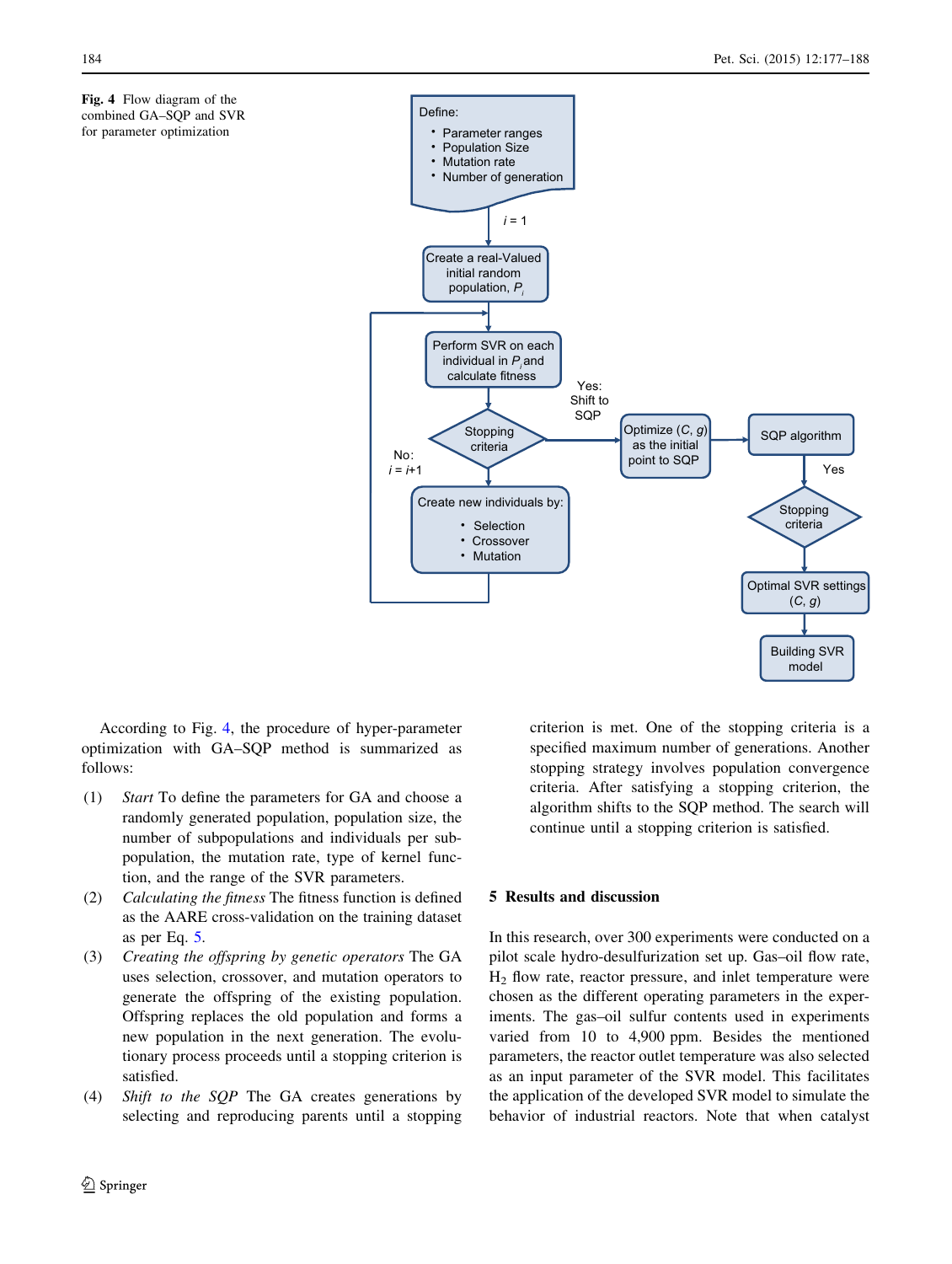Fig. 4 Flow diagram of the combined GA–SQP and SVR for parameter optimization

According to Fig. 4, the procedure of hyper-parameter optimization with GA–SQP method is summarized as follows:

(1) *Start* To define the parameters for GA and choose a randomly generated population, population size, the number of subpopulations and individuals per subpopulation, the mutation rate, type of kernel function, and the range of the SVR parameters.

(2) *Calculating the fitness* The fitness function is defined as the AARE cross-validation on the training dataset as per Eq. 5.

(3) *Creating the offspring by genetic operators* The GA uses selection, crossover, and mutation operators to generate the offspring of the existing population. Offspring replaces the old population and forms a new population in the next generation. The evolutionary process proceeds until a stopping criterion is satisfied.

(4) *Shift to the SQP* The GA creates generations by selecting and reproducing parents until a stopping criterion is met. One of the stopping criteria is a specified maximum number of generations. Another stopping strategy involves population convergence criteria. After satisfying a stopping criterion, the algorithm shifts to the SQP method. The search will continue until a stopping criterion is satisfied.

## 5 Results and discussion

In this research, over 300 experiments were conducted on a pilot scale hydro-desulfurization set up. Gas–oil flow rate, $H_2$ flow rate, reactor pressure, and inlet temperature were chosen as the different operating parameters in the experiments. The gas–oil sulfur contents used in experiments varied from 10 to 4,900 ppm. Besides the mentioned parameters, the reactor outlet temperature was also selected as an input parameter of the SVR model. This facilitates the application of the developed SVR model to simulate the behavior of industrial reactors. Note that when catalyst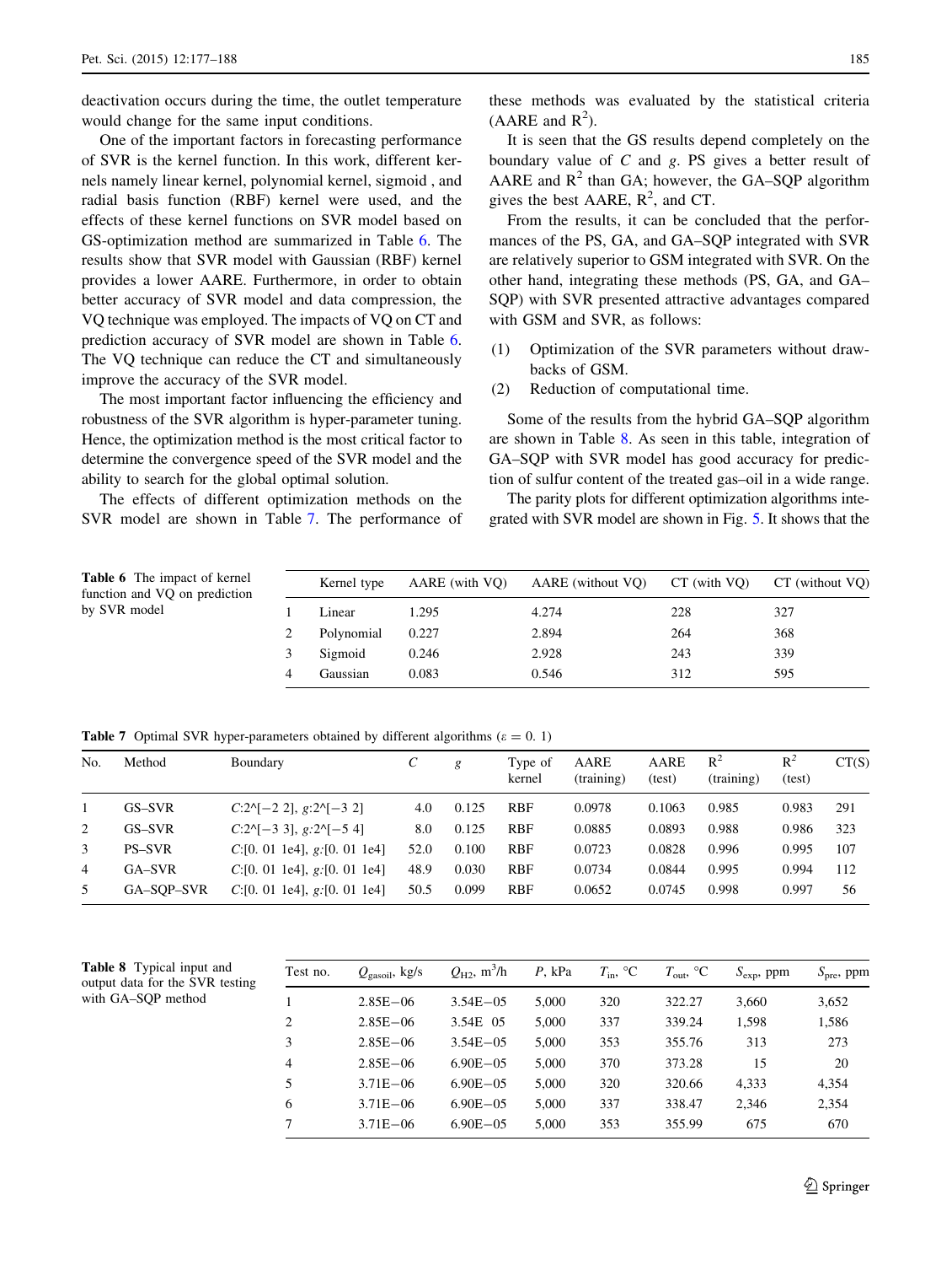deactivation occurs during the time, the outlet temperature would change for the same input conditions.

One of the important factors in forecasting performance of SVR is the kernel function. In this work, different kernels namely linear kernel, polynomial kernel, sigmoid , and radial basis function (RBF) kernel were used, and the effects of these kernel functions on SVR model based on GS-optimization method are summarized in Table 6. The results show that SVR model with Gaussian (RBF) kernel provides a lower AARE. Furthermore, in order to obtain better accuracy of SVR model and data compression, the VQ technique was employed. The impacts of VQ on CT and prediction accuracy of SVR model are shown in Table 6. The VQ technique can reduce the CT and simultaneously improve the accuracy of the SVR model.

The most important factor influencing the efficiency and robustness of the SVR algorithm is hyper-parameter tuning. Hence, the optimization method is the most critical factor to determine the convergence speed of the SVR model and the ability to search for the global optimal solution.

The effects of different optimization methods on the SVR model are shown in Table 7. The performance of these methods was evaluated by the statistical criteria (AARE and $R^2$).

It is seen that the GS results depend completely on the boundary value of $C$ and $g$. PS gives a better result of AARE and $R^2$ than GA; however, the GA–SQP algorithm gives the best AARE, $R^2$, and CT.

From the results, it can be concluded that the performances of the PS, GA, and GA–SQP integrated with SVR are relatively superior to GSM integrated with SVR. On the other hand, integrating these methods (PS, GA, and GA–SQP) with SVR presented attractive advantages compared with GSM and SVR, as follows:

(1) Optimization of the SVR parameters without drawbacks of GSM.
(2) Reduction of computational time.

Some of the results from the hybrid GA–SQP algorithm are shown in Table 8. As seen in this table, integration of GA–SQP with SVR model has good accuracy for prediction of sulfur content of the treated gas–oil in a wide range.

The parity plots for different optimization algorithms integrated with SVR model are shown in Fig. 5. It shows that the

**Table 6** The impact of kernel function and VQ on prediction by SVR model

| | Kernel type | AARE (with VQ) | AARE (without VQ) | CT (with VQ) | CT (without VQ) |
|---|---|---|---|---|---|
| 1 | Linear | 1.295 | 4.274 | 228 | 327 |
| 2 | Polynomial | 0.227 | 2.894 | 264 | 368 |
| 3 | Sigmoid | 0.246 | 2.928 | 243 | 339 |
| 4 | Gaussian | 0.083 | 0.546 | 312 | 595 |

**Table 7** Optimal SVR hyper-parameters obtained by different algorithms ($\varepsilon = 0.1$)

| No. | Method | Boundary | $C$ | $g$ | Type of kernel | AARE (training) | AARE (test) | $R^2$ (training) | $R^2$ (test) | CT(S) |
|---|---|---|---|---|---|---|---|---|---|---|
| 1 | GS–SVR | $C$:2^[−2 2], $g$:2^[−3 2] | 4.0 | 0.125 | RBF | 0.0978 | 0.1063 | 0.985 | 0.983 | 291 |
| 2 | GS–SVR | $C$:2^[−3 3], $g$:2^[−5 4] | 8.0 | 0.125 | RBF | 0.0885 | 0.0893 | 0.988 | 0.986 | 323 |
| 3 | PS–SVR | $C$:[0. 01 1e4], $g$:[0. 01 1e4] | 52.0 | 0.100 | RBF | 0.0723 | 0.0828 | 0.996 | 0.995 | 107 |
| 4 | GA–SVR | $C$:[0. 01 1e4], $g$:[0. 01 1e4] | 48.9 | 0.030 | RBF | 0.0734 | 0.0844 | 0.995 | 0.994 | 112 |
| 5 | GA–SQP–SVR | $C$:[0. 01 1e4], $g$:[0. 01 1e4] | 50.5 | 0.099 | RBF | 0.0652 | 0.0745 | 0.998 | 0.997 | 56 |

**Table 8** Typical input and output data for the SVR testing with GA–SQP method

| Test no. | $Q_{\text{gasoil}}$, kg/s | $Q_{\text{H2}}$, m$^3$/h | $P$, kPa | $T_{\text{in}}$, °C | $T_{\text{out}}$, °C | $S_{\text{exp}}$, ppm | $S_{\text{pre}}$, ppm |
|---|---|---|---|---|---|---|---|
| 1 | 2.85E−06 | 3.54E−05 | 5,000 | 320 | 322.27 | 3,660 | 3,652 |
| 2 | 2.85E−06 | 3.54E 05 | 5,000 | 337 | 339.24 | 1,598 | 1,586 |
| 3 | 2.85E−06 | 3.54E−05 | 5,000 | 353 | 355.76 | 313 | 273 |
| 4 | 2.85E−06 | 6.90E−05 | 5,000 | 370 | 373.28 | 15 | 20 |
| 5 | 3.71E−06 | 6.90E−05 | 5,000 | 320 | 320.66 | 4,333 | 4,354 |
| 6 | 3.71E−06 | 6.90E−05 | 5,000 | 337 | 338.47 | 2,346 | 2,354 |
| 7 | 3.71E−06 | 6.90E−05 | 5,000 | 353 | 355.99 | 675 | 670 |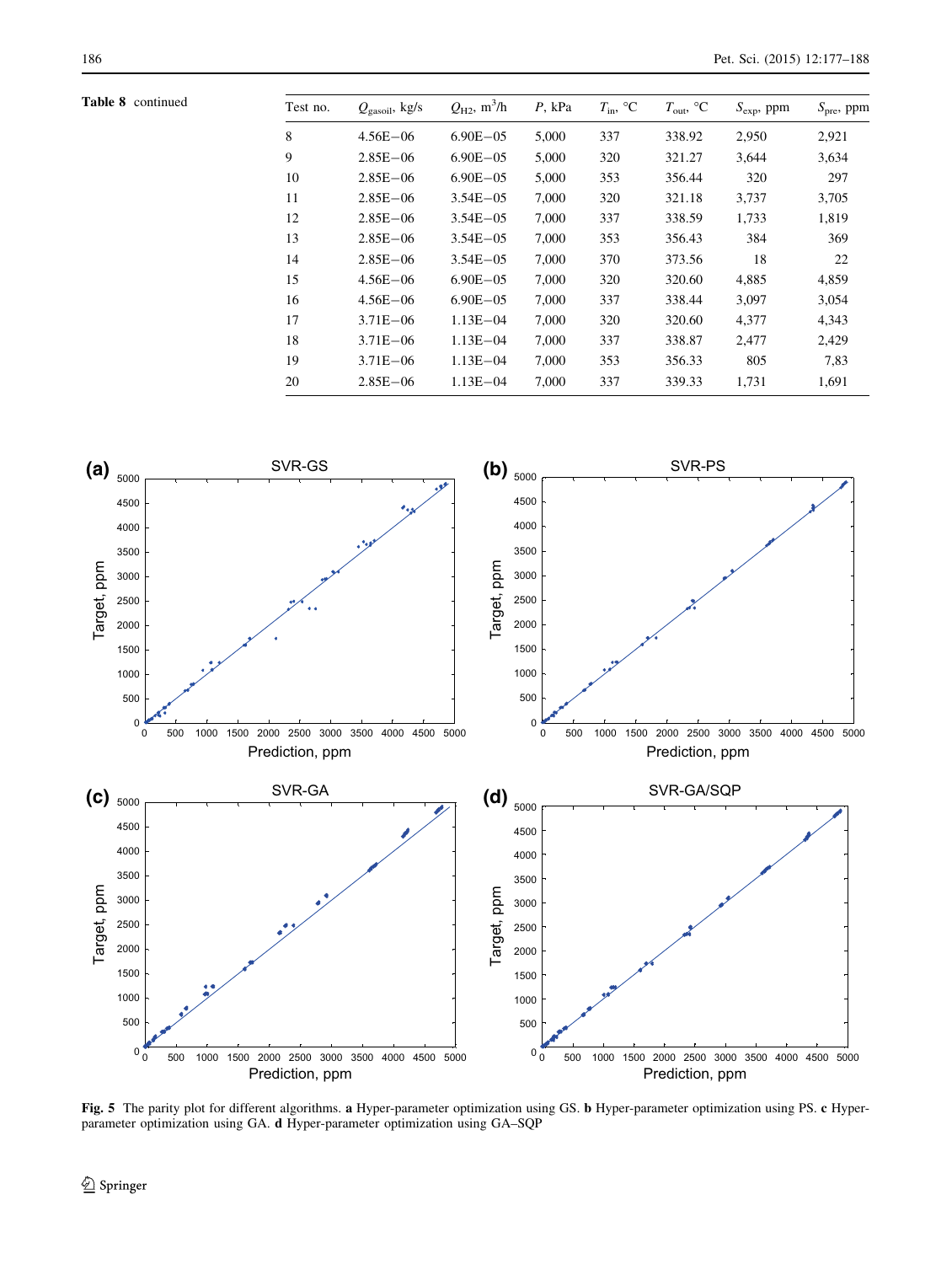**Table 8** continued

| Test no. | $Q_{gasoil}$, kg/s | $Q_{H2}$, $m^3/h$ | $P$, kPa | $T_{in}$, °C | $T_{out}$, °C | $S_{exp}$, ppm | $S_{pre}$, ppm |
|---|---|---|---|---|---|---|---|
| 8 | 4.56E−06 | 6.90E−05 | 5,000 | 337 | 338.92 | 2,950 | 2,921 |
| 9 | 2.85E−06 | 6.90E−05 | 5,000 | 320 | 321.27 | 3,644 | 3,634 |
| 10 | 2.85E−06 | 6.90E−05 | 5,000 | 353 | 356.44 | 320 | 297 |
| 11 | 2.85E−06 | 3.54E−05 | 7,000 | 320 | 321.18 | 3,737 | 3,705 |
| 12 | 2.85E−06 | 3.54E−05 | 7,000 | 337 | 338.59 | 1,733 | 1,819 |
| 13 | 2.85E−06 | 3.54E−05 | 7,000 | 353 | 356.43 | 384 | 369 |
| 14 | 2.85E−06 | 3.54E−05 | 7,000 | 370 | 373.56 | 18 | 22 |
| 15 | 4.56E−06 | 6.90E−05 | 7,000 | 320 | 320.60 | 4,885 | 4,859 |
| 16 | 4.56E−06 | 6.90E−05 | 7,000 | 337 | 338.44 | 3,097 | 3,054 |
| 17 | 3.71E−06 | 1.13E−04 | 7,000 | 320 | 320.60 | 4,377 | 4,343 |
| 18 | 3.71E−06 | 1.13E−04 | 7,000 | 337 | 338.87 | 2,477 | 2,429 |
| 19 | 3.71E−06 | 1.13E−04 | 7,000 | 353 | 356.33 | 805 | 7,83 |
| 20 | 2.85E−06 | 1.13E−04 | 7,000 | 337 | 339.33 | 1,731 | 1,691 |

**Fig. 5** The parity plot for different algorithms. **a** Hyper-parameter optimization using GS. **b** Hyper-parameter optimization using PS. **c** Hyper-parameter optimization using GA. **d** Hyper-parameter optimization using GA–SQP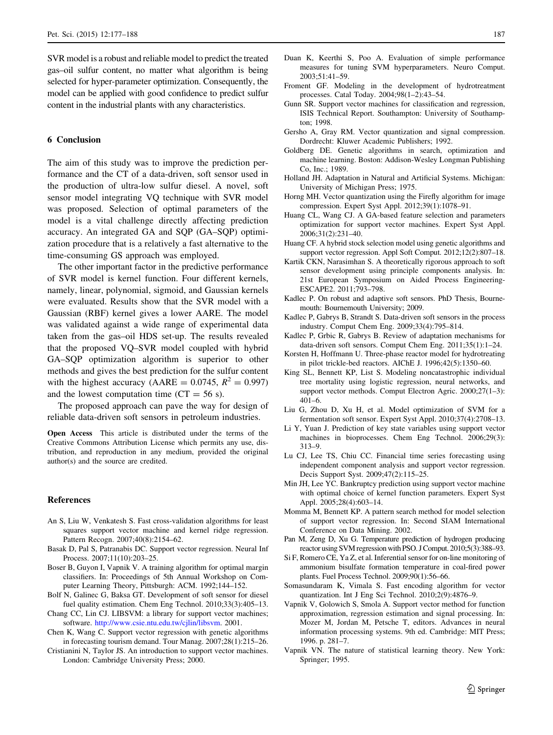SVR model is a robust and reliable model to predict the treated gas–oil sulfur content, no matter what algorithm is being selected for hyper-parameter optimization. Consequently, the model can be applied with good confidence to predict sulfur content in the industrial plants with any characteristics.

## 6 Conclusion

The aim of this study was to improve the prediction performance and the CT of a data-driven, soft sensor used in the production of ultra-low sulfur diesel. A novel, soft sensor model integrating VQ technique with SVR model was proposed. Selection of optimal parameters of the model is a vital challenge directly affecting prediction accuracy. An integrated GA and SQP (GA–SQP) optimization procedure that is a relatively a fast alternative to the time-consuming GS approach was employed.

The other important factor in the predictive performance of SVR model is kernel function. Four different kernels, namely, linear, polynomial, sigmoid, and Gaussian kernels were evaluated. Results show that the SVR model with a Gaussian (RBF) kernel gives a lower AARE. The model was validated against a wide range of experimental data taken from the gas–oil HDS set-up. The results revealed that the proposed VQ–SVR model coupled with hybrid GA–SQP optimization algorithm is superior to other methods and gives the best prediction for the sulfur content with the highest accuracy (AARE $= 0.0745$, $R^2 = 0.997$) and the lowest computation time (CT $= 56$ s).

The proposed approach can pave the way for design of reliable data-driven soft sensors in petroleum industries.

**Open Access** This article is distributed under the terms of the Creative Commons Attribution License which permits any use, distribution, and reproduction in any medium, provided the original author(s) and the source are credited.

## References

An S, Liu W, Venkatesh S. Fast cross-validation algorithms for least squares support vector machine and kernel ridge regression. Pattern Recogn. 2007;40(8):2154–62.

Basak D, Pal S, Patranabis DC. Support vector regression. Neural Inf Process. 2007;11(10):203–25.

Boser B, Guyon I, Vapnik V. A training algorithm for optimal margin classifiers. In: Proceedings of 5th Annual Workshop on Computer Learning Theory, Pittsburgh: ACM. 1992;144–152.

Bolf N, Galinec G, Baksa GT. Development of soft sensor for diesel fuel quality estimation. Chem Eng Technol. 2010;33(3):405–13.

Chang CC, Lin CJ. LIBSVM: a library for support vector machines; software. http://www.csie.ntu.edu.tw/cjlin/libsvm. 2001.

Chen K, Wang C. Support vector regression with genetic algorithms in forecasting tourism demand. Tour Manag. 2007;28(1):215–26.

Cristianini N, Taylor JS. An introduction to support vector machines. London: Cambridge University Press; 2000.

Duan K, Keerthi S, Poo A. Evaluation of simple performance measures for tuning SVM hyperparameters. Neuro Comput. 2003;51:41–59.

Froment GF. Modeling in the development of hydrotreatment processes. Catal Today. 2004;98(1–2):43–54.

Gunn SR. Support vector machines for classification and regression, ISIS Technical Report. Southampton: University of Southampton; 1998.

Gersho A, Gray RM. Vector quantization and signal compression. Dordrecht: Kluwer Academic Publishers; 1992.

Goldberg DE. Genetic algorithms in search, optimization and machine learning. Boston: Addison-Wesley Longman Publishing Co, Inc.; 1989.

Holland JH. Adaptation in Natural and Artificial Systems. Michigan: University of Michigan Press; 1975.

Horng MH. Vector quantization using the Firefly algorithm for image compression. Expert Syst Appl. 2012;39(1):1078–91.

Huang CL, Wang CJ. A GA-based feature selection and parameters optimization for support vector machines. Expert Syst Appl. 2006;31(2):231–40.

Huang CF. A hybrid stock selection model using genetic algorithms and support vector regression. Appl Soft Comput. 2012;12(2):807–18.

Kartik CKN, Narasimhan S. A theoretically rigorous approach to soft sensor development using principle components analysis. In: 21st European Symposium on Aided Process Engineering-ESCAPE2. 2011;793–798.

Kadlec P. On robust and adaptive soft sensors. PhD Thesis, Bournemouth: Bournemouth University; 2009.

Kadlec P, Gabrys B, Strandt S. Data-driven soft sensors in the process industry. Comput Chem Eng. 2009;33(4):795–814.

Kadlec P, Grbic R, Gabrys B. Review of adaptation mechanisms for data-driven soft sensors. Comput Chem Eng. 2011;35(1):1–24.

Korsten H, Hoffmann U. Three-phase reactor model for hydrotreating in pilot trickle-bed reactors. AIChE J. 1996;42(5):1350–60.

King SL, Bennett KP, List S. Modeling noncatastrophic individual tree mortality using logistic regression, neural networks, and support vector methods. Comput Electron Agric. 2000;27(1–3): 401–6.

Liu G, Zhou D, Xu H, et al. Model optimization of SVM for a fermentation soft sensor. Expert Syst Appl. 2010;37(4):2708–13.

Li Y, Yuan J. Prediction of key state variables using support vector machines in bioprocesses. Chem Eng Technol. 2006;29(3): 313–9.

Lu CJ, Lee TS, Chiu CC. Financial time series forecasting using independent component analysis and support vector regression. Decis Support Syst. 2009;47(2):115–25.

Min JH, Lee YC. Bankruptcy prediction using support vector machine with optimal choice of kernel function parameters. Expert Syst Appl. 2005;28(4):603–14.

Momma M, Bennett KP. A pattern search method for model selection of support vector regression. In: Second SIAM International Conference on Data Mining. 2002.

Pan M, Zeng D, Xu G. Temperature prediction of hydrogen producing reactor using SVM regression with PSO. J Comput. 2010;5(3):388–93.

Si F, Romero CE, Ya Z, et al. Inferential sensor for on-line monitoring of ammonium bisulfate formation temperature in coal-fired power plants. Fuel Process Technol. 2009;90(1):56–66.

Somasundaram K, Vimala S. Fast encoding algorithm for vector quantization. Int J Eng Sci Technol. 2010;2(9):4876–9.

Vapnik V, Golowich S, Smola A. Support vector method for function approximation, regression estimation and signal processing. In: Mozer M, Jordan M, Petsche T, editors. Advances in neural information processing systems. 9th ed. Cambridge: MIT Press; 1996. p. 281–7.

Vapnik VN. The nature of statistical learning theory. New York: Springer; 1995.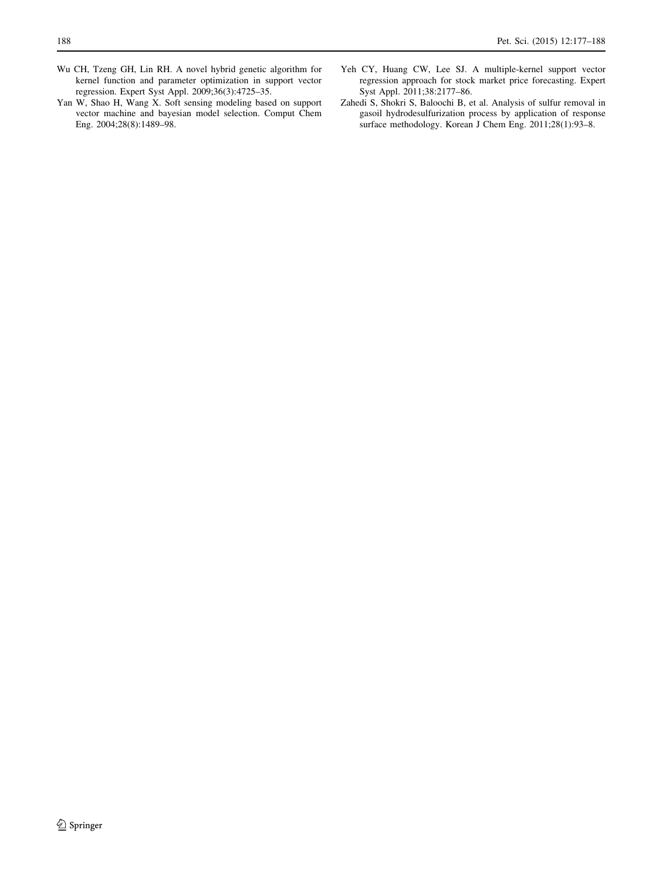Wu CH, Tzeng GH, Lin RH. A novel hybrid genetic algorithm for kernel function and parameter optimization in support vector regression. Expert Syst Appl. 2009;36(3):4725–35.

Yan W, Shao H, Wang X. Soft sensing modeling based on support vector machine and bayesian model selection. Comput Chem Eng. 2004;28(8):1489–98.

Yeh CY, Huang CW, Lee SJ. A multiple-kernel support vector regression approach for stock market price forecasting. Expert Syst Appl. 2011;38:2177–86.

Zahedi S, Shokri S, Baloochi B, et al. Analysis of sulfur removal in gasoil hydrodesulfurization process by application of response surface methodology. Korean J Chem Eng. 2011;28(1):93–8.